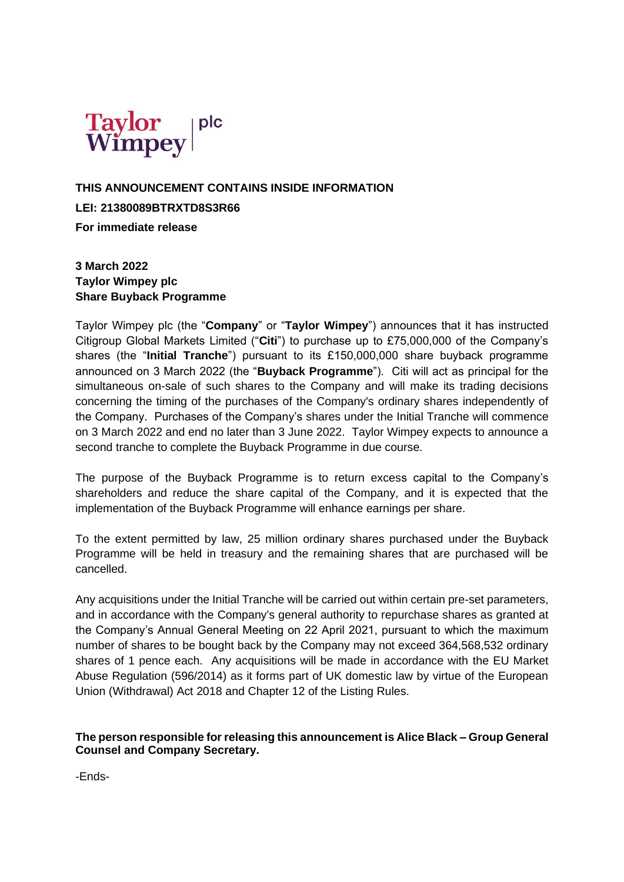Taylor Wimpey | plc

**THIS ANNOUNCEMENT CONTAINS INSIDE INFORMATION**

**LEI: 21380089BTRXTD8S3R66**

**For immediate release**

**3 March 2022**
**Taylor Wimpey plc**
**Share Buyback Programme**

Taylor Wimpey plc (the "**Company**" or "**Taylor Wimpey**") announces that it has instructed Citigroup Global Markets Limited ("**Citi**") to purchase up to £75,000,000 of the Company's shares (the "**Initial Tranche**") pursuant to its £150,000,000 share buyback programme announced on 3 March 2022 (the "**Buyback Programme**"). Citi will act as principal for the simultaneous on-sale of such shares to the Company and will make its trading decisions concerning the timing of the purchases of the Company's ordinary shares independently of the Company. Purchases of the Company's shares under the Initial Tranche will commence on 3 March 2022 and end no later than 3 June 2022. Taylor Wimpey expects to announce a second tranche to complete the Buyback Programme in due course.

The purpose of the Buyback Programme is to return excess capital to the Company's shareholders and reduce the share capital of the Company, and it is expected that the implementation of the Buyback Programme will enhance earnings per share.

To the extent permitted by law, 25 million ordinary shares purchased under the Buyback Programme will be held in treasury and the remaining shares that are purchased will be cancelled.

Any acquisitions under the Initial Tranche will be carried out within certain pre-set parameters, and in accordance with the Company's general authority to repurchase shares as granted at the Company's Annual General Meeting on 22 April 2021, pursuant to which the maximum number of shares to be bought back by the Company may not exceed 364,568,532 ordinary shares of 1 pence each. Any acquisitions will be made in accordance with the EU Market Abuse Regulation (596/2014) as it forms part of UK domestic law by virtue of the European Union (Withdrawal) Act 2018 and Chapter 12 of the Listing Rules.

**The person responsible for releasing this announcement is Alice Black – Group General Counsel and Company Secretary.**

-Ends-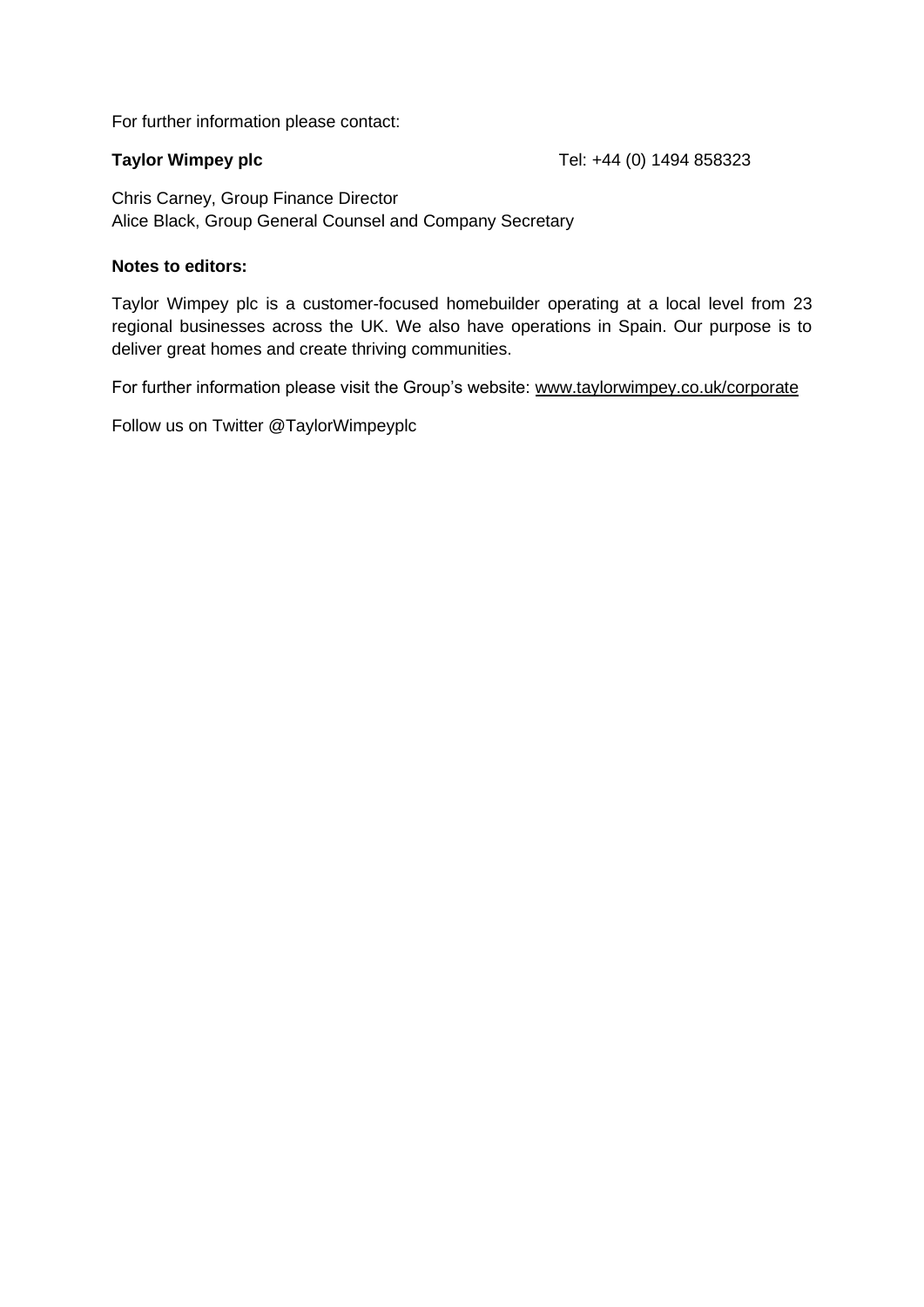For further information please contact:

**Taylor Wimpey plc** Tel: +44 (0) 1494 858323

Chris Carney, Group Finance Director
Alice Black, Group General Counsel and Company Secretary

**Notes to editors:**

Taylor Wimpey plc is a customer-focused homebuilder operating at a local level from 23 regional businesses across the UK. We also have operations in Spain. Our purpose is to deliver great homes and create thriving communities.

For further information please visit the Group's website: www.taylorwimpey.co.uk/corporate

Follow us on Twitter @TaylorWimpeyplc